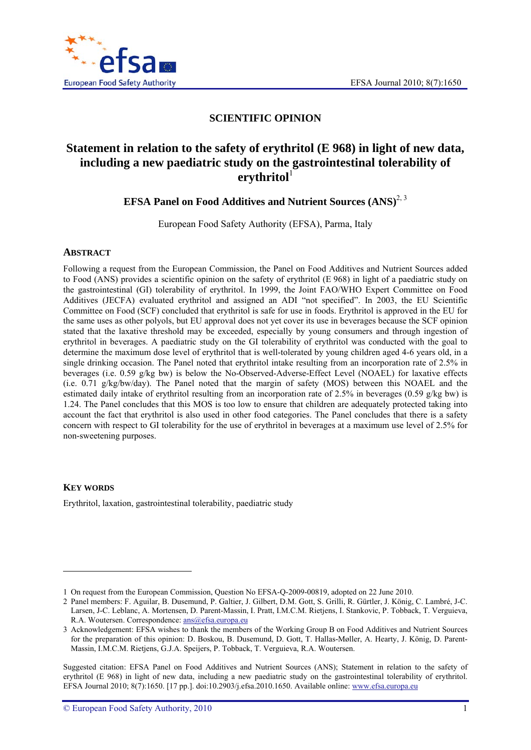# SCIENTIFIC OPINION

# Statement in relation to the safety of erythritol (E 968) in light of new data, including a new paediatric study on the gastrointestinal tolerability of erythritol[1]

## EFSA Panel on Food Additives and Nutrient Sources (ANS)[2, 3]

European Food Safety Authority (EFSA), Parma, Italy

## ABSTRACT

Following a request from the European Commission, the Panel on Food Additives and Nutrient Sources added to Food (ANS) provides a scientific opinion on the safety of erythritol (E 968) in light of a paediatric study on the gastrointestinal (GI) tolerability of erythritol. In 1999, the Joint FAO/WHO Expert Committee on Food Additives (JECFA) evaluated erythritol and assigned an ADI "not specified". In 2003, the EU Scientific Committee on Food (SCF) concluded that erythritol is safe for use in foods. Erythritol is approved in the EU for the same uses as other polyols, but EU approval does not yet cover its use in beverages because the SCF opinion stated that the laxative threshold may be exceeded, especially by young consumers and through ingestion of erythritol in beverages. A paediatric study on the GI tolerability of erythritol was conducted with the goal to determine the maximum dose level of erythritol that is well-tolerated by young children aged 4-6 years old, in a single drinking occasion. The Panel noted that erythritol intake resulting from an incorporation rate of 2.5% in beverages (i.e. 0.59 g/kg bw) is below the No-Observed-Adverse-Effect Level (NOAEL) for laxative effects (i.e. 0.71 g/kg/bw/day). The Panel noted that the margin of safety (MOS) between this NOAEL and the estimated daily intake of erythritol resulting from an incorporation rate of 2.5% in beverages (0.59 g/kg bw) is 1.24. The Panel concludes that this MOS is too low to ensure that children are adequately protected taking into account the fact that erythritol is also used in other food categories. The Panel concludes that there is a safety concern with respect to GI tolerability for the use of erythritol in beverages at a maximum use level of 2.5% for non-sweetening purposes.

## KEY WORDS

Erythritol, laxation, gastrointestinal tolerability, paediatric study

---

1 On request from the European Commission, Question No EFSA-Q-2009-00819, adopted on 22 June 2010.

2 Panel members: F. Aguilar, B. Dusemund, P. Galtier, J. Gilbert, D.M. Gott, S. Grilli, R. Gürtler, J. König, C. Lambré, J-C. Larsen, J-C. Leblanc, A. Mortensen, D. Parent-Massin, I. Pratt, I.M.C.M. Rietjens, I. Stankovic, P. Tobback, T. Verguieva, R.A. Woutersen. Correspondence: ans@efsa.europa.eu

3 Acknowledgement: EFSA wishes to thank the members of the Working Group B on Food Additives and Nutrient Sources for the preparation of this opinion: D. Boskou, B. Dusemund, D. Gott, T. Hallas-Møller, A. Hearty, J. König, D. Parent-Massin, I.M.C.M. Rietjens, G.J.A. Speijers, P. Tobback, T. Verguieva, R.A. Woutersen.

Suggested citation: EFSA Panel on Food Additives and Nutrient Sources (ANS); Statement in relation to the safety of erythritol (E 968) in light of new data, including a new paediatric study on the gastrointestinal tolerability of erythritol. EFSA Journal 2010; 8(7):1650. [17 pp.]. doi:10.2903/j.efsa.2010.1650. Available online: www.efsa.europa.eu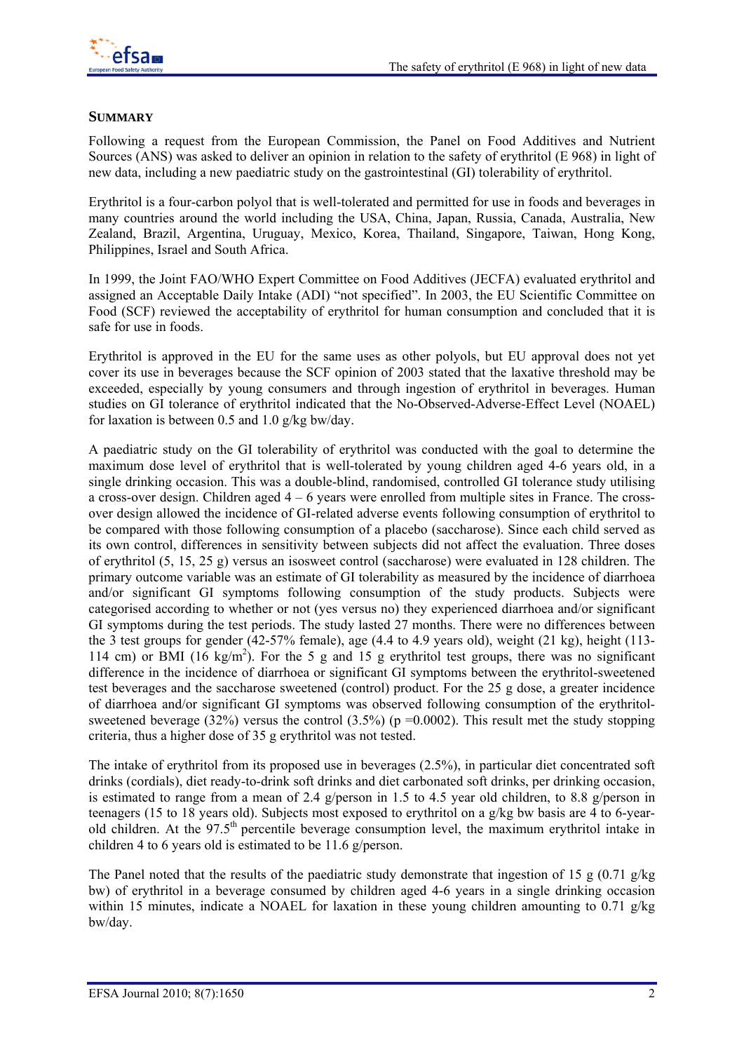## SUMMARY

Following a request from the European Commission, the Panel on Food Additives and Nutrient Sources (ANS) was asked to deliver an opinion in relation to the safety of erythritol (E 968) in light of new data, including a new paediatric study on the gastrointestinal (GI) tolerability of erythritol.

Erythritol is a four-carbon polyol that is well-tolerated and permitted for use in foods and beverages in many countries around the world including the USA, China, Japan, Russia, Canada, Australia, New Zealand, Brazil, Argentina, Uruguay, Mexico, Korea, Thailand, Singapore, Taiwan, Hong Kong, Philippines, Israel and South Africa.

In 1999, the Joint FAO/WHO Expert Committee on Food Additives (JECFA) evaluated erythritol and assigned an Acceptable Daily Intake (ADI) "not specified". In 2003, the EU Scientific Committee on Food (SCF) reviewed the acceptability of erythritol for human consumption and concluded that it is safe for use in foods.

Erythritol is approved in the EU for the same uses as other polyols, but EU approval does not yet cover its use in beverages because the SCF opinion of 2003 stated that the laxative threshold may be exceeded, especially by young consumers and through ingestion of erythritol in beverages. Human studies on GI tolerance of erythritol indicated that the No-Observed-Adverse-Effect Level (NOAEL) for laxation is between 0.5 and 1.0 g/kg bw/day.

A paediatric study on the GI tolerability of erythritol was conducted with the goal to determine the maximum dose level of erythritol that is well-tolerated by young children aged 4-6 years old, in a single drinking occasion. This was a double-blind, randomised, controlled GI tolerance study utilising a cross-over design. Children aged 4 – 6 years were enrolled from multiple sites in France. The cross-over design allowed the incidence of GI-related adverse events following consumption of erythritol to be compared with those following consumption of a placebo (saccharose). Since each child served as its own control, differences in sensitivity between subjects did not affect the evaluation. Three doses of erythritol (5, 15, 25 g) versus an isosweet control (saccharose) were evaluated in 128 children. The primary outcome variable was an estimate of GI tolerability as measured by the incidence of diarrhoea and/or significant GI symptoms following consumption of the study products. Subjects were categorised according to whether or not (yes versus no) they experienced diarrhoea and/or significant GI symptoms during the test periods. The study lasted 27 months. There were no differences between the 3 test groups for gender (42-57% female), age (4.4 to 4.9 years old), weight (21 kg), height (113-114 cm) or BMI (16 kg/m$^2$). For the 5 g and 15 g erythritol test groups, there was no significant difference in the incidence of diarrhoea or significant GI symptoms between the erythritol-sweetened test beverages and the saccharose sweetened (control) product. For the 25 g dose, a greater incidence of diarrhoea and/or significant GI symptoms was observed following consumption of the erythritol-sweetened beverage (32%) versus the control (3.5%) ($p = 0.0002$). This result met the study stopping criteria, thus a higher dose of 35 g erythritol was not tested.

The intake of erythritol from its proposed use in beverages (2.5%), in particular diet concentrated soft drinks (cordials), diet ready-to-drink soft drinks and diet carbonated soft drinks, per drinking occasion, is estimated to range from a mean of 2.4 g/person in 1.5 to 4.5 year old children, to 8.8 g/person in teenagers (15 to 18 years old). Subjects most exposed to erythritol on a g/kg bw basis are 4 to 6-year-old children. At the 97.5$^{th}$ percentile beverage consumption level, the maximum erythritol intake in children 4 to 6 years old is estimated to be 11.6 g/person.

The Panel noted that the results of the paediatric study demonstrate that ingestion of 15 g (0.71 g/kg bw) of erythritol in a beverage consumed by children aged 4-6 years in a single drinking occasion within 15 minutes, indicate a NOAEL for laxation in these young children amounting to 0.71 g/kg bw/day.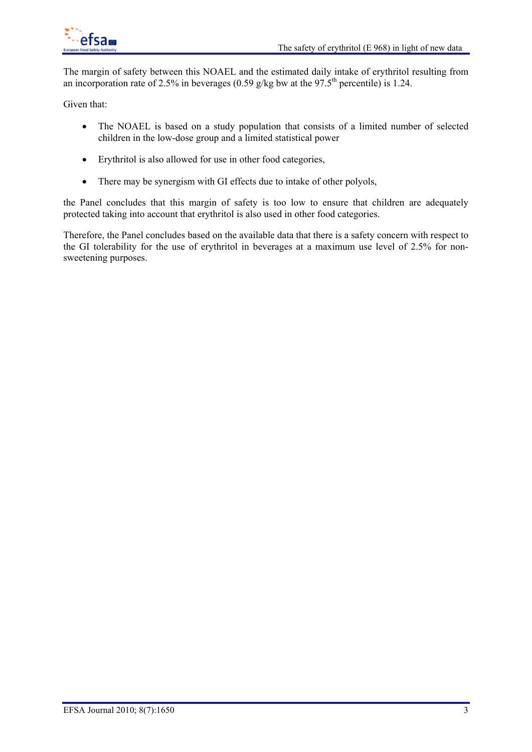The margin of safety between this NOAEL and the estimated daily intake of erythritol resulting from an incorporation rate of 2.5% in beverages (0.59 g/kg bw at the 97.5$^{th}$ percentile) is 1.24.

Given that:

- The NOAEL is based on a study population that consists of a limited number of selected children in the low-dose group and a limited statistical power
- Erythritol is also allowed for use in other food categories,
- There may be synergism with GI effects due to intake of other polyols,

the Panel concludes that this margin of safety is too low to ensure that children are adequately protected taking into account that erythritol is also used in other food categories.

Therefore, the Panel concludes based on the available data that there is a safety concern with respect to the GI tolerability for the use of erythritol in beverages at a maximum use level of 2.5% for non-sweetening purposes.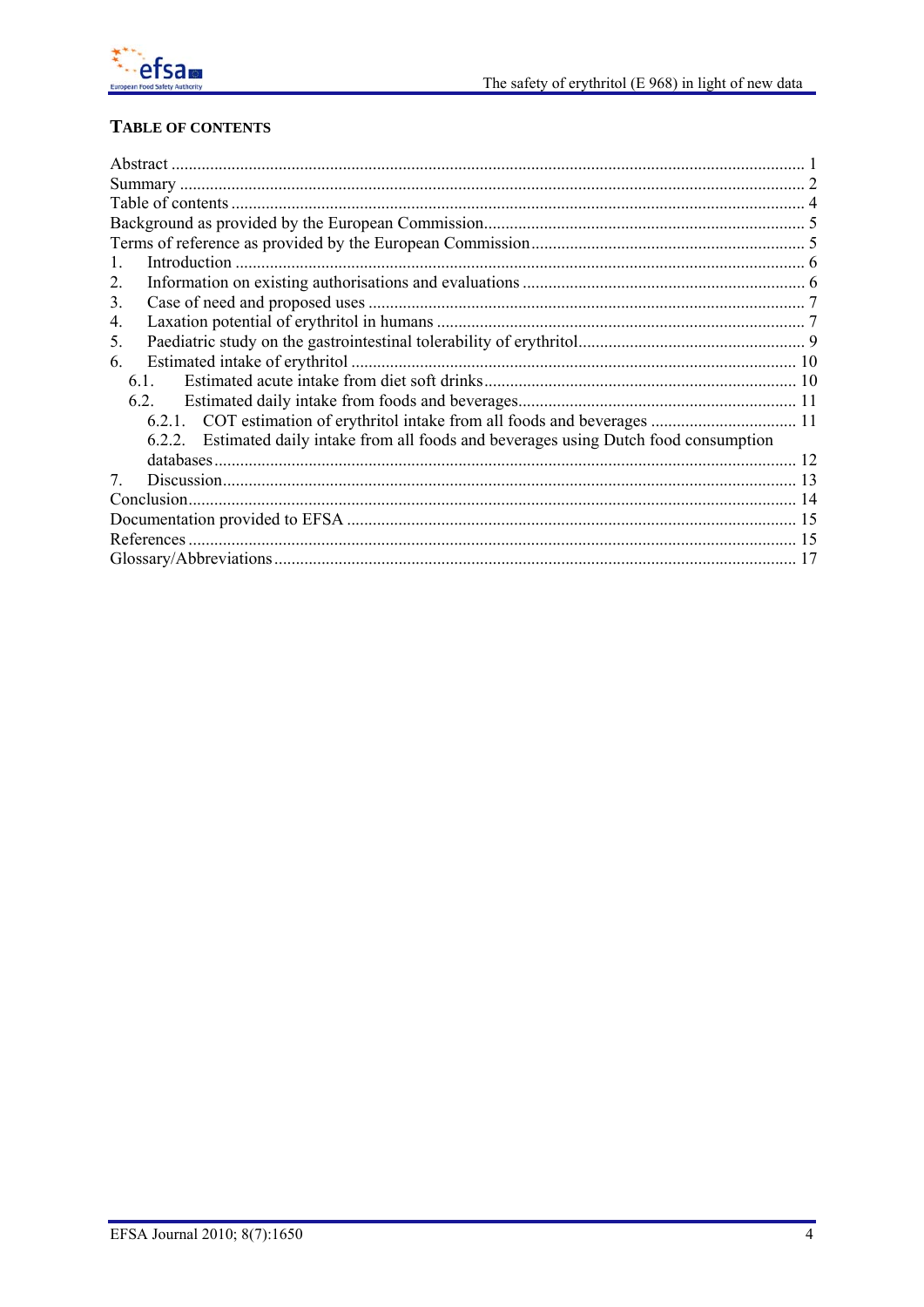## TABLE OF CONTENTS

Abstract .......... 1
Summary .......... 2
Table of contents .......... 4
Background as provided by the European Commission .......... 5
Terms of reference as provided by the European Commission .......... 5
1. Introduction .......... 6
2. Information on existing authorisations and evaluations .......... 6
3. Case of need and proposed uses .......... 7
4. Laxation potential of erythritol in humans .......... 7
5. Paediatric study on the gastrointestinal tolerability of erythritol .......... 9
6. Estimated intake of erythritol .......... 10
   6.1. Estimated acute intake from diet soft drinks .......... 10
   6.2. Estimated daily intake from foods and beverages .......... 11
      6.2.1. COT estimation of erythritol intake from all foods and beverages .......... 11
      6.2.2. Estimated daily intake from all foods and beverages using Dutch food consumption databases .......... 12
7. Discussion .......... 13
Conclusion .......... 14
Documentation provided to EFSA .......... 15
References .......... 15
Glossary/Abbreviations .......... 17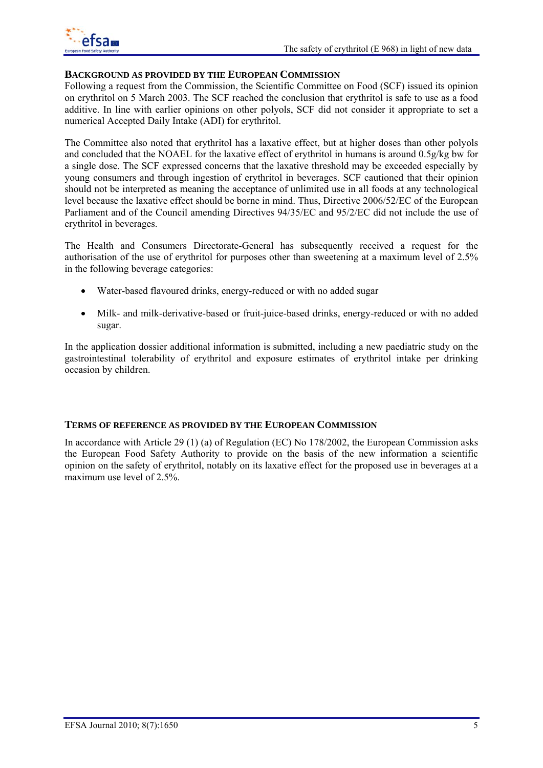## BACKGROUND AS PROVIDED BY THE EUROPEAN COMMISSION

Following a request from the Commission, the Scientific Committee on Food (SCF) issued its opinion on erythritol on 5 March 2003. The SCF reached the conclusion that erythritol is safe to use as a food additive. In line with earlier opinions on other polyols, SCF did not consider it appropriate to set a numerical Accepted Daily Intake (ADI) for erythritol.

The Committee also noted that erythritol has a laxative effect, but at higher doses than other polyols and concluded that the NOAEL for the laxative effect of erythritol in humans is around 0.5g/kg bw for a single dose. The SCF expressed concerns that the laxative threshold may be exceeded especially by young consumers and through ingestion of erythritol in beverages. SCF cautioned that their opinion should not be interpreted as meaning the acceptance of unlimited use in all foods at any technological level because the laxative effect should be borne in mind. Thus, Directive 2006/52/EC of the European Parliament and of the Council amending Directives 94/35/EC and 95/2/EC did not include the use of erythritol in beverages.

The Health and Consumers Directorate-General has subsequently received a request for the authorisation of the use of erythritol for purposes other than sweetening at a maximum level of 2.5% in the following beverage categories:

- Water-based flavoured drinks, energy-reduced or with no added sugar
- Milk- and milk-derivative-based or fruit-juice-based drinks, energy-reduced or with no added sugar.

In the application dossier additional information is submitted, including a new paediatric study on the gastrointestinal tolerability of erythritol and exposure estimates of erythritol intake per drinking occasion by children.

## TERMS OF REFERENCE AS PROVIDED BY THE EUROPEAN COMMISSION

In accordance with Article 29 (1) (a) of Regulation (EC) No 178/2002, the European Commission asks the European Food Safety Authority to provide on the basis of the new information a scientific opinion on the safety of erythritol, notably on its laxative effect for the proposed use in beverages at a maximum use level of 2.5%.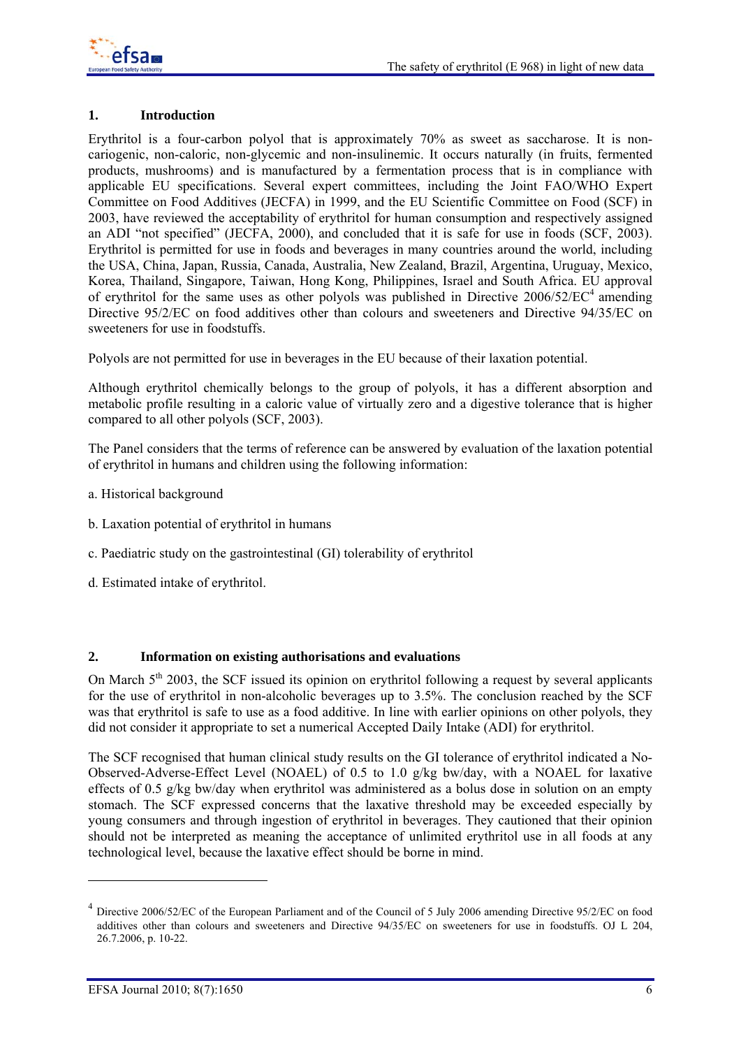## 1. Introduction

Erythritol is a four-carbon polyol that is approximately 70% as sweet as saccharose. It is non-cariogenic, non-caloric, non-glycemic and non-insulinemic. It occurs naturally (in fruits, fermented products, mushrooms) and is manufactured by a fermentation process that is in compliance with applicable EU specifications. Several expert committees, including the Joint FAO/WHO Expert Committee on Food Additives (JECFA) in 1999, and the EU Scientific Committee on Food (SCF) in 2003, have reviewed the acceptability of erythritol for human consumption and respectively assigned an ADI "not specified" (JECFA, 2000), and concluded that it is safe for use in foods (SCF, 2003). Erythritol is permitted for use in foods and beverages in many countries around the world, including the USA, China, Japan, Russia, Canada, Australia, New Zealand, Brazil, Argentina, Uruguay, Mexico, Korea, Thailand, Singapore, Taiwan, Hong Kong, Philippines, Israel and South Africa. EU approval of erythritol for the same uses as other polyols was published in Directive 2006/52/EC[4] amending Directive 95/2/EC on food additives other than colours and sweeteners and Directive 94/35/EC on sweeteners for use in foodstuffs.

Polyols are not permitted for use in beverages in the EU because of their laxation potential.

Although erythritol chemically belongs to the group of polyols, it has a different absorption and metabolic profile resulting in a caloric value of virtually zero and a digestive tolerance that is higher compared to all other polyols (SCF, 2003).

The Panel considers that the terms of reference can be answered by evaluation of the laxation potential of erythritol in humans and children using the following information:

a. Historical background

b. Laxation potential of erythritol in humans

c. Paediatric study on the gastrointestinal (GI) tolerability of erythritol

d. Estimated intake of erythritol.

## 2. Information on existing authorisations and evaluations

On March 5th 2003, the SCF issued its opinion on erythritol following a request by several applicants for the use of erythritol in non-alcoholic beverages up to 3.5%. The conclusion reached by the SCF was that erythritol is safe to use as a food additive. In line with earlier opinions on other polyols, they did not consider it appropriate to set a numerical Accepted Daily Intake (ADI) for erythritol.

The SCF recognised that human clinical study results on the GI tolerance of erythritol indicated a No-Observed-Adverse-Effect Level (NOAEL) of 0.5 to 1.0 g/kg bw/day, with a NOAEL for laxative effects of 0.5 g/kg bw/day when erythritol was administered as a bolus dose in solution on an empty stomach. The SCF expressed concerns that the laxative threshold may be exceeded especially by young consumers and through ingestion of erythritol in beverages. They cautioned that their opinion should not be interpreted as meaning the acceptance of unlimited erythritol use in all foods at any technological level, because the laxative effect should be borne in mind.

---

[4] Directive 2006/52/EC of the European Parliament and of the Council of 5 July 2006 amending Directive 95/2/EC on food additives other than colours and sweeteners and Directive 94/35/EC on sweeteners for use in foodstuffs. OJ L 204, 26.7.2006, p. 10-22.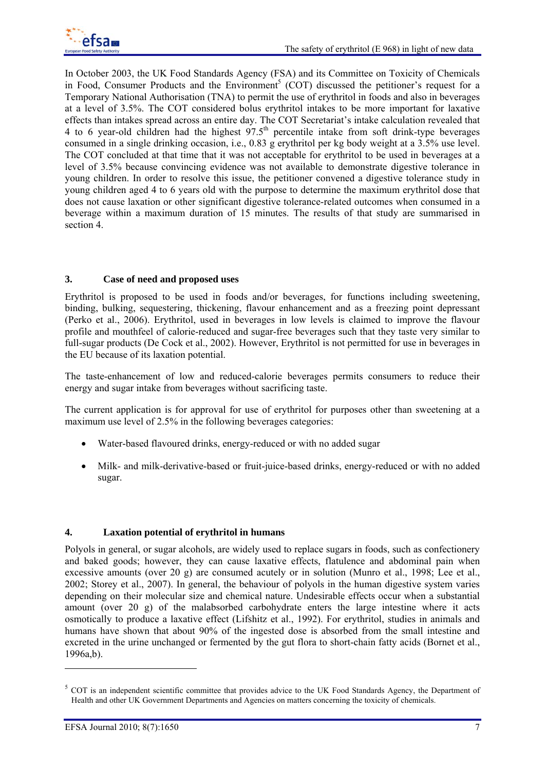In October 2003, the UK Food Standards Agency (FSA) and its Committee on Toxicity of Chemicals in Food, Consumer Products and the Environment[5] (COT) discussed the petitioner's request for a Temporary National Authorisation (TNA) to permit the use of erythritol in foods and also in beverages at a level of 3.5%. The COT considered bolus erythritol intakes to be more important for laxative effects than intakes spread across an entire day. The COT Secretariat's intake calculation revealed that 4 to 6 year-old children had the highest 97.5$^{th}$ percentile intake from soft drink-type beverages consumed in a single drinking occasion, i.e., 0.83 g erythritol per kg body weight at a 3.5% use level. The COT concluded at that time that it was not acceptable for erythritol to be used in beverages at a level of 3.5% because convincing evidence was not available to demonstrate digestive tolerance in young children. In order to resolve this issue, the petitioner convened a digestive tolerance study in young children aged 4 to 6 years old with the purpose to determine the maximum erythritol dose that does not cause laxation or other significant digestive tolerance-related outcomes when consumed in a beverage within a maximum duration of 15 minutes. The results of that study are summarised in section 4.

## 3. Case of need and proposed uses

Erythritol is proposed to be used in foods and/or beverages, for functions including sweetening, binding, bulking, sequestering, thickening, flavour enhancement and as a freezing point depressant (Perko et al., 2006). Erythritol, used in beverages in low levels is claimed to improve the flavour profile and mouthfeel of calorie-reduced and sugar-free beverages such that they taste very similar to full-sugar products (De Cock et al., 2002). However, Erythritol is not permitted for use in beverages in the EU because of its laxation potential.

The taste-enhancement of low and reduced-calorie beverages permits consumers to reduce their energy and sugar intake from beverages without sacrificing taste.

The current application is for approval for use of erythritol for purposes other than sweetening at a maximum use level of 2.5% in the following beverages categories:

- Water-based flavoured drinks, energy-reduced or with no added sugar
- Milk- and milk-derivative-based or fruit-juice-based drinks, energy-reduced or with no added sugar.

## 4. Laxation potential of erythritol in humans

Polyols in general, or sugar alcohols, are widely used to replace sugars in foods, such as confectionery and baked goods; however, they can cause laxative effects, flatulence and abdominal pain when excessive amounts (over 20 g) are consumed acutely or in solution (Munro et al., 1998; Lee et al., 2002; Storey et al., 2007). In general, the behaviour of polyols in the human digestive system varies depending on their molecular size and chemical nature. Undesirable effects occur when a substantial amount (over 20 g) of the malabsorbed carbohydrate enters the large intestine where it acts osmotically to produce a laxative effect (Lifshitz et al., 1992). For erythritol, studies in animals and humans have shown that about 90% of the ingested dose is absorbed from the small intestine and excreted in the urine unchanged or fermented by the gut flora to short-chain fatty acids (Bornet et al., 1996a,b).

[5] COT is an independent scientific committee that provides advice to the UK Food Standards Agency, the Department of Health and other UK Government Departments and Agencies on matters concerning the toxicity of chemicals.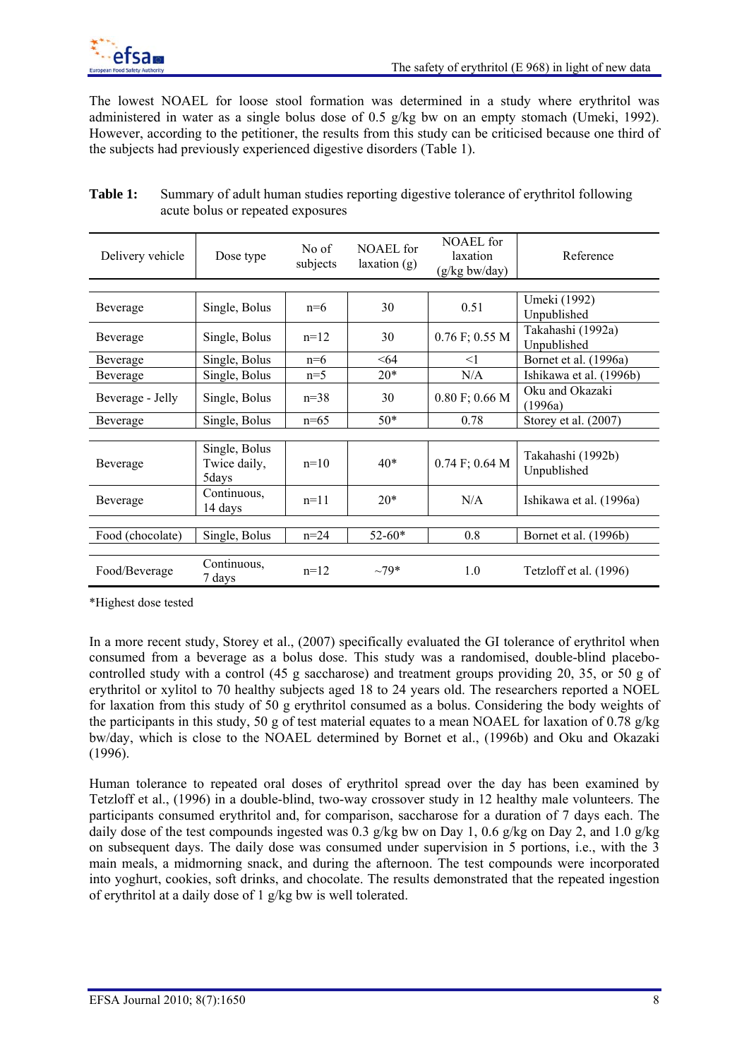The lowest NOAEL for loose stool formation was determined in a study where erythritol was administered in water as a single bolus dose of 0.5 g/kg bw on an empty stomach (Umeki, 1992). However, according to the petitioner, the results from this study can be criticised because one third of the subjects had previously experienced digestive disorders (Table 1).

**Table 1:** Summary of adult human studies reporting digestive tolerance of erythritol following acute bolus or repeated exposures

| Delivery vehicle | Dose type | No of subjects | NOAEL for laxation (g) | NOAEL for laxation (g/kg bw/day) | Reference |
|---|---|---|---|---|---|
| Beverage | Single, Bolus | n=6 | 30 | 0.51 | Umeki (1992) Unpublished |
| Beverage | Single, Bolus | n=12 | 30 | 0.76 F; 0.55 M | Takahashi (1992a) Unpublished |
| Beverage | Single, Bolus | n=6 | <64 | <1 | Bornet et al. (1996a) |
| Beverage | Single, Bolus | n=5 | 20* | N/A | Ishikawa et al. (1996b) |
| Beverage - Jelly | Single, Bolus | n=38 | 30 | 0.80 F; 0.66 M | Oku and Okazaki (1996a) |
| Beverage | Single, Bolus | n=65 | 50* | 0.78 | Storey et al. (2007) |
| Beverage | Single, Bolus Twice daily, 5days | n=10 | 40* | 0.74 F; 0.64 M | Takahashi (1992b) Unpublished |
| Beverage | Continuous, 14 days | n=11 | 20* | N/A | Ishikawa et al. (1996a) |
| Food (chocolate) | Single, Bolus | n=24 | 52-60* | 0.8 | Bornet et al. (1996b) |
| Food/Beverage | Continuous, 7 days | n=12 | ~79* | 1.0 | Tetzloff et al. (1996) |

*Highest dose tested

In a more recent study, Storey et al., (2007) specifically evaluated the GI tolerance of erythritol when consumed from a beverage as a bolus dose. This study was a randomised, double-blind placebo-controlled study with a control (45 g saccharose) and treatment groups providing 20, 35, or 50 g of erythritol or xylitol to 70 healthy subjects aged 18 to 24 years old. The researchers reported a NOEL for laxation from this study of 50 g erythritol consumed as a bolus. Considering the body weights of the participants in this study, 50 g of test material equates to a mean NOAEL for laxation of 0.78 g/kg bw/day, which is close to the NOAEL determined by Bornet et al., (1996b) and Oku and Okazaki (1996).

Human tolerance to repeated oral doses of erythritol spread over the day has been examined by Tetzloff et al., (1996) in a double-blind, two-way crossover study in 12 healthy male volunteers. The participants consumed erythritol and, for comparison, saccharose for a duration of 7 days each. The daily dose of the test compounds ingested was 0.3 g/kg bw on Day 1, 0.6 g/kg on Day 2, and 1.0 g/kg on subsequent days. The daily dose was consumed under supervision in 5 portions, i.e., with the 3 main meals, a midmorning snack, and during the afternoon. The test compounds were incorporated into yoghurt, cookies, soft drinks, and chocolate. The results demonstrated that the repeated ingestion of erythritol at a daily dose of 1 g/kg bw is well tolerated.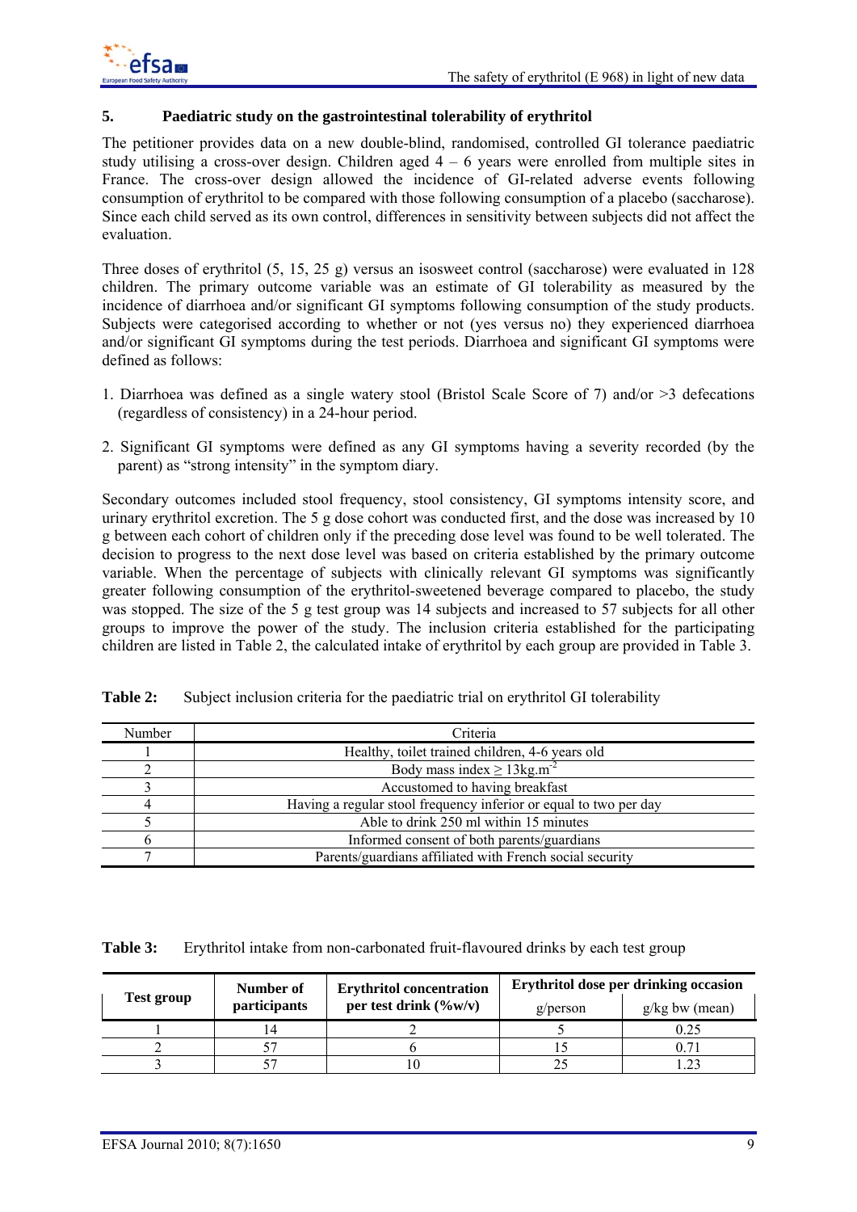## 5. Paediatric study on the gastrointestinal tolerability of erythritol

The petitioner provides data on a new double-blind, randomised, controlled GI tolerance paediatric study utilising a cross-over design. Children aged 4 – 6 years were enrolled from multiple sites in France. The cross-over design allowed the incidence of GI-related adverse events following consumption of erythritol to be compared with those following consumption of a placebo (saccharose). Since each child served as its own control, differences in sensitivity between subjects did not affect the evaluation.

Three doses of erythritol (5, 15, 25 g) versus an isosweet control (saccharose) were evaluated in 128 children. The primary outcome variable was an estimate of GI tolerability as measured by the incidence of diarrhoea and/or significant GI symptoms following consumption of the study products. Subjects were categorised according to whether or not (yes versus no) they experienced diarrhoea and/or significant GI symptoms during the test periods. Diarrhoea and significant GI symptoms were defined as follows:

1. Diarrhoea was defined as a single watery stool (Bristol Scale Score of 7) and/or >3 defecations (regardless of consistency) in a 24-hour period.
2. Significant GI symptoms were defined as any GI symptoms having a severity recorded (by the parent) as "strong intensity" in the symptom diary.

Secondary outcomes included stool frequency, stool consistency, GI symptoms intensity score, and urinary erythritol excretion. The 5 g dose cohort was conducted first, and the dose was increased by 10 g between each cohort of children only if the preceding dose level was found to be well tolerated. The decision to progress to the next dose level was based on criteria established by the primary outcome variable. When the percentage of subjects with clinically relevant GI symptoms was significantly greater following consumption of the erythritol-sweetened beverage compared to placebo, the study was stopped. The size of the 5 g test group was 14 subjects and increased to 57 subjects for all other groups to improve the power of the study. The inclusion criteria established for the participating children are listed in Table 2, the calculated intake of erythritol by each group are provided in Table 3.

**Table 2:** Subject inclusion criteria for the paediatric trial on erythritol GI tolerability

| Number | Criteria |
|---|---|
| 1 | Healthy, toilet trained children, 4-6 years old |
| 2 | Body mass index ≥ 13kg.m$^{-2}$ |
| 3 | Accustomed to having breakfast |
| 4 | Having a regular stool frequency inferior or equal to two per day |
| 5 | Able to drink 250 ml within 15 minutes |
| 6 | Informed consent of both parents/guardians |
| 7 | Parents/guardians affiliated with French social security |

**Table 3:** Erythritol intake from non-carbonated fruit-flavoured drinks by each test group

| Test group | Number of participants | Erythritol concentration per test drink (%w/v) | Erythritol dose per drinking occasion | |
|---|---|---|---|---|
| | | | g/person | g/kg bw (mean) |
| 1 | 14 | 2 | 5 | 0.25 |
| 2 | 57 | 6 | 15 | 0.71 |
| 3 | 57 | 10 | 25 | 1.23 |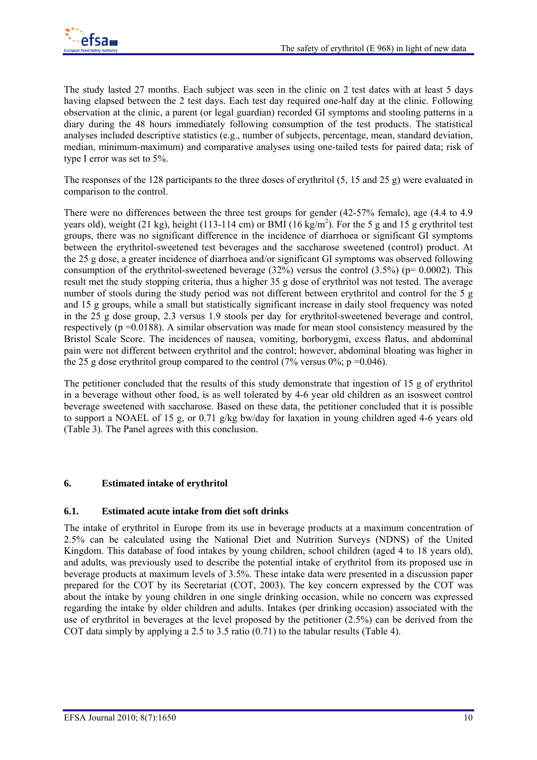The study lasted 27 months. Each subject was seen in the clinic on 2 test dates with at least 5 days having elapsed between the 2 test days. Each test day required one-half day at the clinic. Following observation at the clinic, a parent (or legal guardian) recorded GI symptoms and stooling patterns in a diary during the 48 hours immediately following consumption of the test products. The statistical analyses included descriptive statistics (e.g., number of subjects, percentage, mean, standard deviation, median, minimum-maximum) and comparative analyses using one-tailed tests for paired data; risk of type I error was set to 5%.

The responses of the 128 participants to the three doses of erythritol (5, 15 and 25 g) were evaluated in comparison to the control.

There were no differences between the three test groups for gender (42-57% female), age (4.4 to 4.9 years old), weight (21 kg), height (113-114 cm) or BMI (16 kg/m$^2$). For the 5 g and 15 g erythritol test groups, there was no significant difference in the incidence of diarrhoea or significant GI symptoms between the erythritol-sweetened test beverages and the saccharose sweetened (control) product. At the 25 g dose, a greater incidence of diarrhoea and/or significant GI symptoms was observed following consumption of the erythritol-sweetened beverage (32%) versus the control (3.5%) ($p = 0.0002$). This result met the study stopping criteria, thus a higher 35 g dose of erythritol was not tested. The average number of stools during the study period was not different between erythritol and control for the 5 g and 15 g groups, while a small but statistically significant increase in daily stool frequency was noted in the 25 g dose group, 2.3 versus 1.9 stools per day for erythritol-sweetened beverage and control, respectively ($p = 0.0188$). A similar observation was made for mean stool consistency measured by the Bristol Scale Score. The incidences of nausea, vomiting, borborygmi, excess flatus, and abdominal pain were not different between erythritol and the control; however, abdominal bloating was higher in the 25 g dose erythritol group compared to the control (7% versus 0%; $p = 0.046$).

The petitioner concluded that the results of this study demonstrate that ingestion of 15 g of erythritol in a beverage without other food, is as well tolerated by 4-6 year old children as an isosweet control beverage sweetened with saccharose. Based on these data, the petitioner concluded that it is possible to support a NOAEL of 15 g, or 0.71 g/kg bw/day for laxation in young children aged 4-6 years old (Table 3). The Panel agrees with this conclusion.

## 6. Estimated intake of erythritol

### 6.1. Estimated acute intake from diet soft drinks

The intake of erythritol in Europe from its use in beverage products at a maximum concentration of 2.5% can be calculated using the National Diet and Nutrition Surveys (NDNS) of the United Kingdom. This database of food intakes by young children, school children (aged 4 to 18 years old), and adults, was previously used to describe the potential intake of erythritol from its proposed use in beverage products at maximum levels of 3.5%. These intake data were presented in a discussion paper prepared for the COT by its Secretariat (COT, 2003). The key concern expressed by the COT was about the intake by young children in one single drinking occasion, while no concern was expressed regarding the intake by older children and adults. Intakes (per drinking occasion) associated with the use of erythritol in beverages at the level proposed by the petitioner (2.5%) can be derived from the COT data simply by applying a 2.5 to 3.5 ratio (0.71) to the tabular results (Table 4).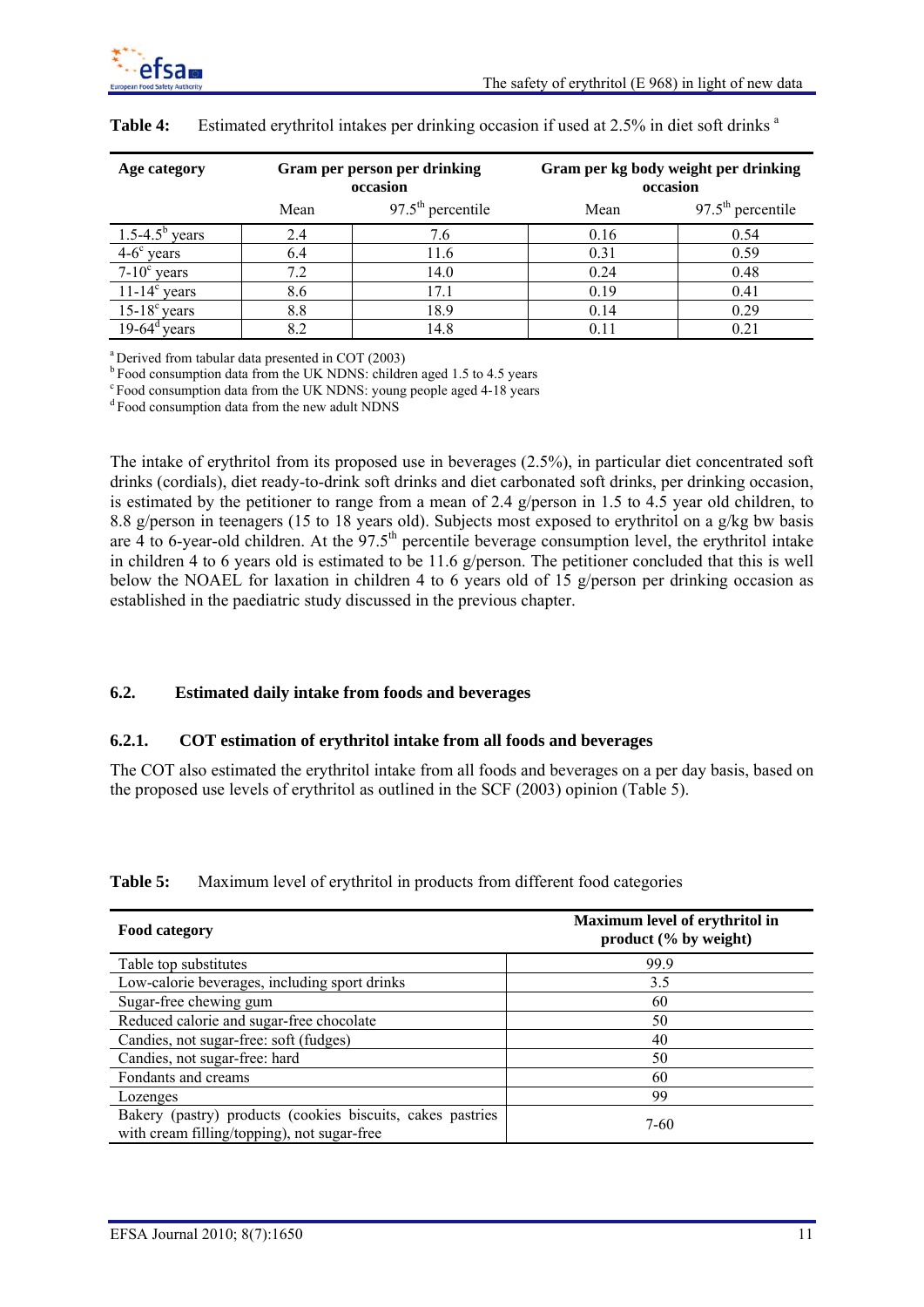**Table 4:** Estimated erythritol intakes per drinking occasion if used at 2.5% in diet soft drinks [a]

| Age category | Gram per person per drinking occasion | | Gram per kg body weight per drinking occasion | |
|---|---|---|---|---|
| | Mean | 97.5[th] percentile | Mean | 97.5[th] percentile |
| 1.5-4.5[b] years | 2.4 | 7.6 | 0.16 | 0.54 |
| 4-6[c] years | 6.4 | 11.6 | 0.31 | 0.59 |
| 7-10[c] years | 7.2 | 14.0 | 0.24 | 0.48 |
| 11-14[c] years | 8.6 | 17.1 | 0.19 | 0.41 |
| 15-18[c] years | 8.8 | 18.9 | 0.14 | 0.29 |
| 19-64[d] years | 8.2 | 14.8 | 0.11 | 0.21 |

[a] Derived from tabular data presented in COT (2003)
[b] Food consumption data from the UK NDNS: children aged 1.5 to 4.5 years
[c] Food consumption data from the UK NDNS: young people aged 4-18 years
[d] Food consumption data from the new adult NDNS

The intake of erythritol from its proposed use in beverages (2.5%), in particular diet concentrated soft drinks (cordials), diet ready-to-drink soft drinks and diet carbonated soft drinks, per drinking occasion, is estimated by the petitioner to range from a mean of 2.4 g/person in 1.5 to 4.5 year old children, to 8.8 g/person in teenagers (15 to 18 years old). Subjects most exposed to erythritol on a g/kg bw basis are 4 to 6-year-old children. At the 97.5[th] percentile beverage consumption level, the erythritol intake in children 4 to 6 years old is estimated to be 11.6 g/person. The petitioner concluded that this is well below the NOAEL for laxation in children 4 to 6 years old of 15 g/person per drinking occasion as established in the paediatric study discussed in the previous chapter.

### 6.2. Estimated daily intake from foods and beverages

#### 6.2.1. COT estimation of erythritol intake from all foods and beverages

The COT also estimated the erythritol intake from all foods and beverages on a per day basis, based on the proposed use levels of erythritol as outlined in the SCF (2003) opinion (Table 5).

**Table 5:** Maximum level of erythritol in products from different food categories

| Food category | Maximum level of erythritol in product (% by weight) |
|---|---|
| Table top substitutes | 99.9 |
| Low-calorie beverages, including sport drinks | 3.5 |
| Sugar-free chewing gum | 60 |
| Reduced calorie and sugar-free chocolate | 50 |
| Candies, not sugar-free: soft (fudges) | 40 |
| Candies, not sugar-free: hard | 50 |
| Fondants and creams | 60 |
| Lozenges | 99 |
| Bakery (pastry) products (cookies biscuits, cakes pastries with cream filling/topping), not sugar-free | 7-60 |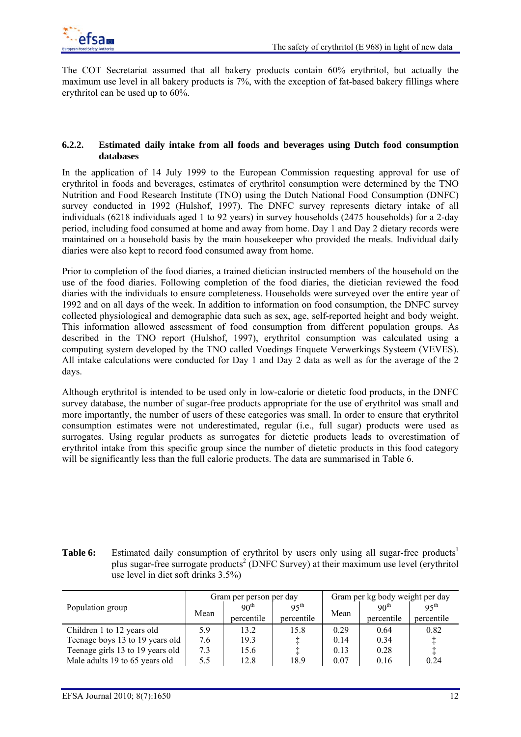The COT Secretariat assumed that all bakery products contain 60% erythritol, but actually the maximum use level in all bakery products is 7%, with the exception of fat-based bakery fillings where erythritol can be used up to 60%.

#### 6.2.2. Estimated daily intake from all foods and beverages using Dutch food consumption databases

In the application of 14 July 1999 to the European Commission requesting approval for use of erythritol in foods and beverages, estimates of erythritol consumption were determined by the TNO Nutrition and Food Research Institute (TNO) using the Dutch National Food Consumption (DNFC) survey conducted in 1992 (Hulshof, 1997). The DNFC survey represents dietary intake of all individuals (6218 individuals aged 1 to 92 years) in survey households (2475 households) for a 2-day period, including food consumed at home and away from home. Day 1 and Day 2 dietary records were maintained on a household basis by the main housekeeper who provided the meals. Individual daily diaries were also kept to record food consumed away from home.

Prior to completion of the food diaries, a trained dietician instructed members of the household on the use of the food diaries. Following completion of the food diaries, the dietician reviewed the food diaries with the individuals to ensure completeness. Households were surveyed over the entire year of 1992 and on all days of the week. In addition to information on food consumption, the DNFC survey collected physiological and demographic data such as sex, age, self-reported height and body weight. This information allowed assessment of food consumption from different population groups. As described in the TNO report (Hulshof, 1997), erythritol consumption was calculated using a computing system developed by the TNO called Voedings Enquete Verwerkings Systeem (VEVES). All intake calculations were conducted for Day 1 and Day 2 data as well as for the average of the 2 days.

Although erythritol is intended to be used only in low-calorie or dietetic food products, in the DNFC survey database, the number of sugar-free products appropriate for the use of erythritol was small and more importantly, the number of users of these categories was small. In order to ensure that erythritol consumption estimates were not underestimated, regular (i.e., full sugar) products were used as surrogates. Using regular products as surrogates for dietetic products leads to overestimation of erythritol intake from this specific group since the number of dietetic products in this food category will be significantly less than the full calorie products. The data are summarised in Table 6.

**Table 6:** Estimated daily consumption of erythritol by users only using all sugar-free products[1] plus sugar-free surrogate products[2] (DNFC Survey) at their maximum use level (erythritol use level in diet soft drinks 3.5%)

| Population group | Gram per person per day | | | Gram per kg body weight per day | | |
|---|---|---|---|---|---|---|
| | Mean | 90th percentile | 95th percentile | Mean | 90th percentile | 95th percentile |
| Children 1 to 12 years old | 5.9 | 13.2 | 15.8 | 0.29 | 0.64 | 0.82 |
| Teenage boys 13 to 19 years old | 7.6 | 19.3 | ‡ | 0.14 | 0.34 | ‡ |
| Teenage girls 13 to 19 years old | 7.3 | 15.6 | ‡ | 0.13 | 0.28 | ‡ |
| Male adults 19 to 65 years old | 5.5 | 12.8 | 18.9 | 0.07 | 0.16 | 0.24 |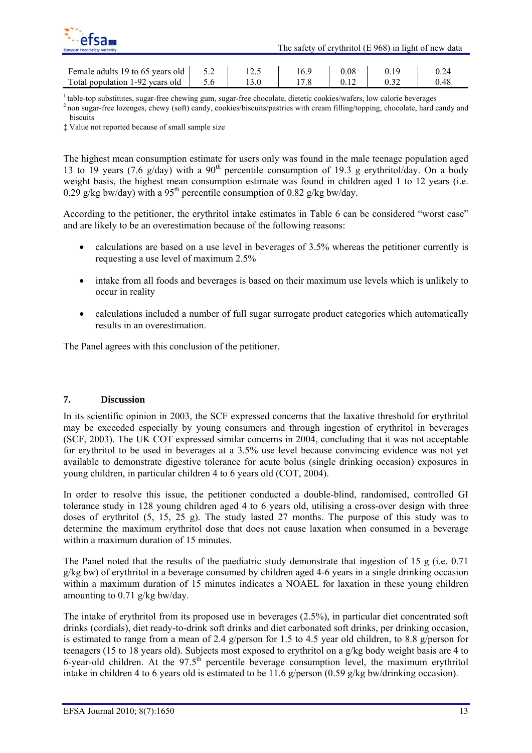| | | | | | | |
|---|---|---|---|---|---|---|
| Female adults 19 to 65 years old | 5.2 | 12.5 | 16.9 | 0.08 | 0.19 | 0.24 |
| Total population 1-92 years old | 5.6 | 13.0 | 17.8 | 0.12 | 0.32 | 0.48 |

[1] table-top substitutes, sugar-free chewing gum, sugar-free chocolate, dietetic cookies/wafers, low calorie beverages

[2] non sugar-free lozenges, chewy (soft) candy, cookies/biscuits/pastries with cream filling/topping, chocolate, hard candy and biscuits

‡ Value not reported because of small sample size

The highest mean consumption estimate for users only was found in the male teenage population aged 13 to 19 years (7.6 g/day) with a 90th percentile consumption of 19.3 g erythritol/day. On a body weight basis, the highest mean consumption estimate was found in children aged 1 to 12 years (i.e. 0.29 g/kg bw/day) with a 95th percentile consumption of 0.82 g/kg bw/day.

According to the petitioner, the erythritol intake estimates in Table 6 can be considered "worst case" and are likely to be an overestimation because of the following reasons:

- calculations are based on a use level in beverages of 3.5% whereas the petitioner currently is requesting a use level of maximum 2.5%
- intake from all foods and beverages is based on their maximum use levels which is unlikely to occur in reality
- calculations included a number of full sugar surrogate product categories which automatically results in an overestimation.

The Panel agrees with this conclusion of the petitioner.

## 7. Discussion

In its scientific opinion in 2003, the SCF expressed concerns that the laxative threshold for erythritol may be exceeded especially by young consumers and through ingestion of erythritol in beverages (SCF, 2003). The UK COT expressed similar concerns in 2004, concluding that it was not acceptable for erythritol to be used in beverages at a 3.5% use level because convincing evidence was not yet available to demonstrate digestive tolerance for acute bolus (single drinking occasion) exposures in young children, in particular children 4 to 6 years old (COT, 2004).

In order to resolve this issue, the petitioner conducted a double-blind, randomised, controlled GI tolerance study in 128 young children aged 4 to 6 years old, utilising a cross-over design with three doses of erythritol (5, 15, 25 g). The study lasted 27 months. The purpose of this study was to determine the maximum erythritol dose that does not cause laxation when consumed in a beverage within a maximum duration of 15 minutes.

The Panel noted that the results of the paediatric study demonstrate that ingestion of 15 g (i.e. 0.71 g/kg bw) of erythritol in a beverage consumed by children aged 4-6 years in a single drinking occasion within a maximum duration of 15 minutes indicates a NOAEL for laxation in these young children amounting to 0.71 g/kg bw/day.

The intake of erythritol from its proposed use in beverages (2.5%), in particular diet concentrated soft drinks (cordials), diet ready-to-drink soft drinks and diet carbonated soft drinks, per drinking occasion, is estimated to range from a mean of 2.4 g/person for 1.5 to 4.5 year old children, to 8.8 g/person for teenagers (15 to 18 years old). Subjects most exposed to erythritol on a g/kg body weight basis are 4 to 6-year-old children. At the 97.5th percentile beverage consumption level, the maximum erythritol intake in children 4 to 6 years old is estimated to be 11.6 g/person (0.59 g/kg bw/drinking occasion).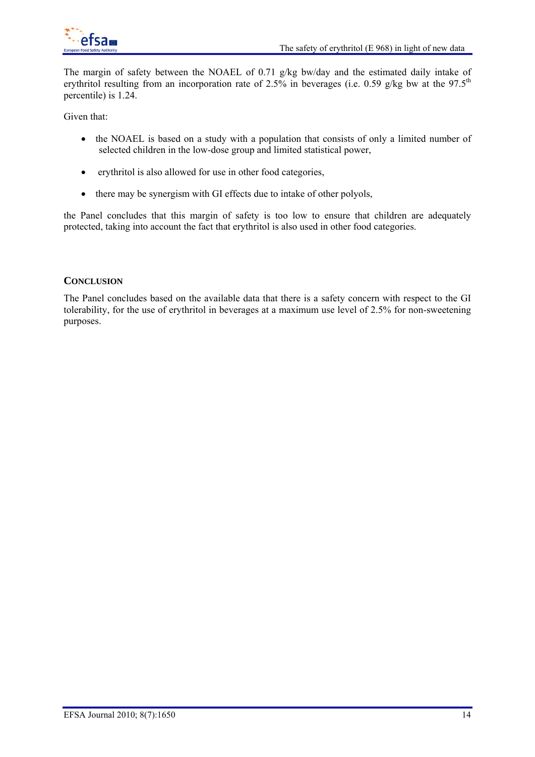The margin of safety between the NOAEL of 0.71 g/kg bw/day and the estimated daily intake of erythritol resulting from an incorporation rate of 2.5% in beverages (i.e. 0.59 g/kg bw at the 97.5$^{th}$ percentile) is 1.24.

Given that:

- the NOAEL is based on a study with a population that consists of only a limited number of selected children in the low-dose group and limited statistical power,
- erythritol is also allowed for use in other food categories,
- there may be synergism with GI effects due to intake of other polyols,

the Panel concludes that this margin of safety is too low to ensure that children are adequately protected, taking into account the fact that erythritol is also used in other food categories.

## Conclusion

The Panel concludes based on the available data that there is a safety concern with respect to the GI tolerability, for the use of erythritol in beverages at a maximum use level of 2.5% for non-sweetening purposes.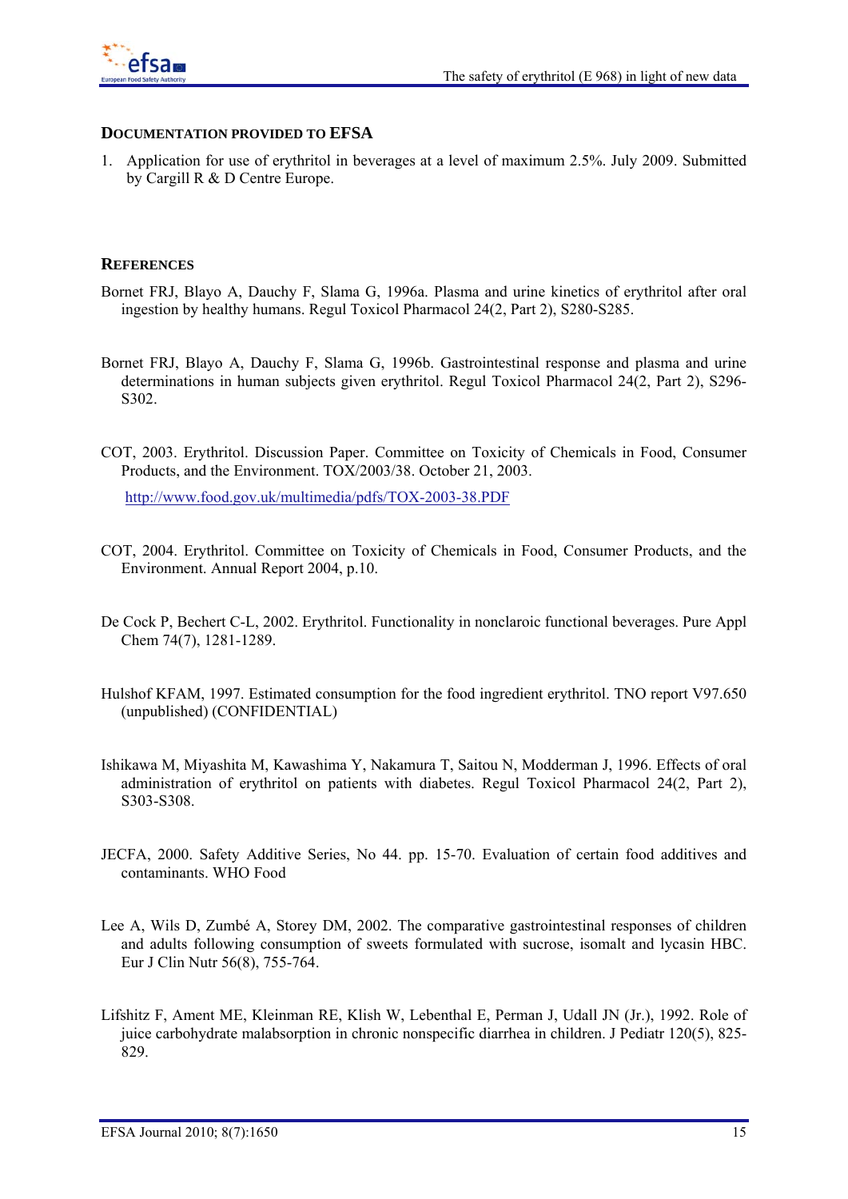## Documentation provided to EFSA

1. Application for use of erythritol in beverages at a level of maximum 2.5%. July 2009. Submitted by Cargill R & D Centre Europe.

## References

Bornet FRJ, Blayo A, Dauchy F, Slama G, 1996a. Plasma and urine kinetics of erythritol after oral ingestion by healthy humans. Regul Toxicol Pharmacol 24(2, Part 2), S280-S285.

Bornet FRJ, Blayo A, Dauchy F, Slama G, 1996b. Gastrointestinal response and plasma and urine determinations in human subjects given erythritol. Regul Toxicol Pharmacol 24(2, Part 2), S296-S302.

COT, 2003. Erythritol. Discussion Paper. Committee on Toxicity of Chemicals in Food, Consumer Products, and the Environment. TOX/2003/38. October 21, 2003.

http://www.food.gov.uk/multimedia/pdfs/TOX-2003-38.PDF

COT, 2004. Erythritol. Committee on Toxicity of Chemicals in Food, Consumer Products, and the Environment. Annual Report 2004, p.10.

De Cock P, Bechert C-L, 2002. Erythritol. Functionality in nonclaroic functional beverages. Pure Appl Chem 74(7), 1281-1289.

Hulshof KFAM, 1997. Estimated consumption for the food ingredient erythritol. TNO report V97.650 (unpublished) (CONFIDENTIAL)

Ishikawa M, Miyashita M, Kawashima Y, Nakamura T, Saitou N, Modderman J, 1996. Effects of oral administration of erythritol on patients with diabetes. Regul Toxicol Pharmacol 24(2, Part 2), S303-S308.

JECFA, 2000. Safety Additive Series, No 44. pp. 15-70. Evaluation of certain food additives and contaminants. WHO Food

Lee A, Wils D, Zumbé A, Storey DM, 2002. The comparative gastrointestinal responses of children and adults following consumption of sweets formulated with sucrose, isomalt and lycasin HBC. Eur J Clin Nutr 56(8), 755-764.

Lifshitz F, Ament ME, Kleinman RE, Klish W, Lebenthal E, Perman J, Udall JN (Jr.), 1992. Role of juice carbohydrate malabsorption in chronic nonspecific diarrhea in children. J Pediatr 120(5), 825-829.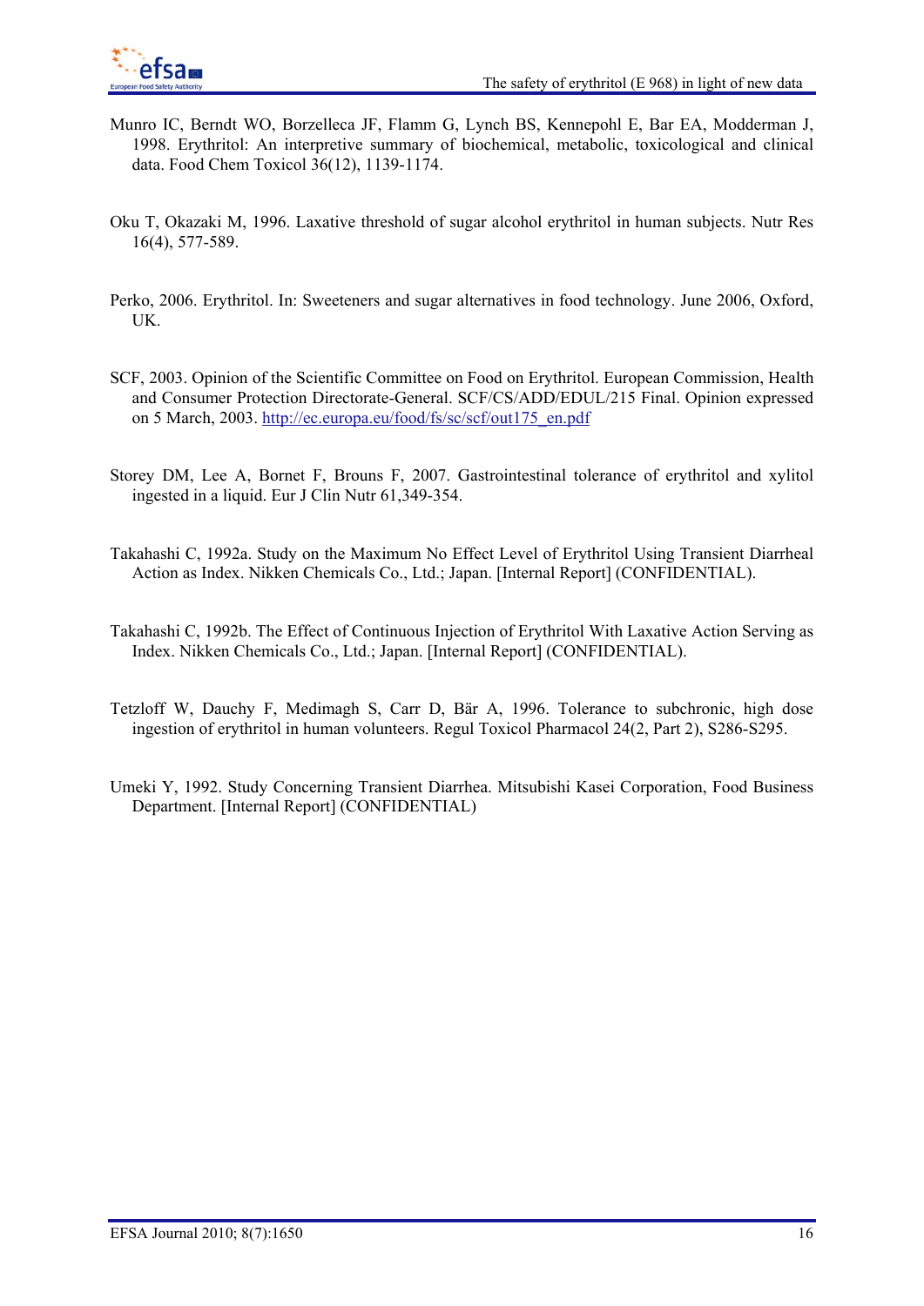Munro IC, Berndt WO, Borzelleca JF, Flamm G, Lynch BS, Kennepohl E, Bar EA, Modderman J, 1998. Erythritol: An interpretive summary of biochemical, metabolic, toxicological and clinical data. Food Chem Toxicol 36(12), 1139-1174.

Oku T, Okazaki M, 1996. Laxative threshold of sugar alcohol erythritol in human subjects. Nutr Res 16(4), 577-589.

Perko, 2006. Erythritol. In: Sweeteners and sugar alternatives in food technology. June 2006, Oxford, UK.

SCF, 2003. Opinion of the Scientific Committee on Food on Erythritol. European Commission, Health and Consumer Protection Directorate-General. SCF/CS/ADD/EDUL/215 Final. Opinion expressed on 5 March, 2003. http://ec.europa.eu/food/fs/sc/scf/out175_en.pdf

Storey DM, Lee A, Bornet F, Brouns F, 2007. Gastrointestinal tolerance of erythritol and xylitol ingested in a liquid. Eur J Clin Nutr 61,349-354.

Takahashi C, 1992a. Study on the Maximum No Effect Level of Erythritol Using Transient Diarrheal Action as Index. Nikken Chemicals Co., Ltd.; Japan. [Internal Report] (CONFIDENTIAL).

Takahashi C, 1992b. The Effect of Continuous Injection of Erythritol With Laxative Action Serving as Index. Nikken Chemicals Co., Ltd.; Japan. [Internal Report] (CONFIDENTIAL).

Tetzloff W, Dauchy F, Medimagh S, Carr D, Bär A, 1996. Tolerance to subchronic, high dose ingestion of erythritol in human volunteers. Regul Toxicol Pharmacol 24(2, Part 2), S286-S295.

Umeki Y, 1992. Study Concerning Transient Diarrhea. Mitsubishi Kasei Corporation, Food Business Department. [Internal Report] (CONFIDENTIAL)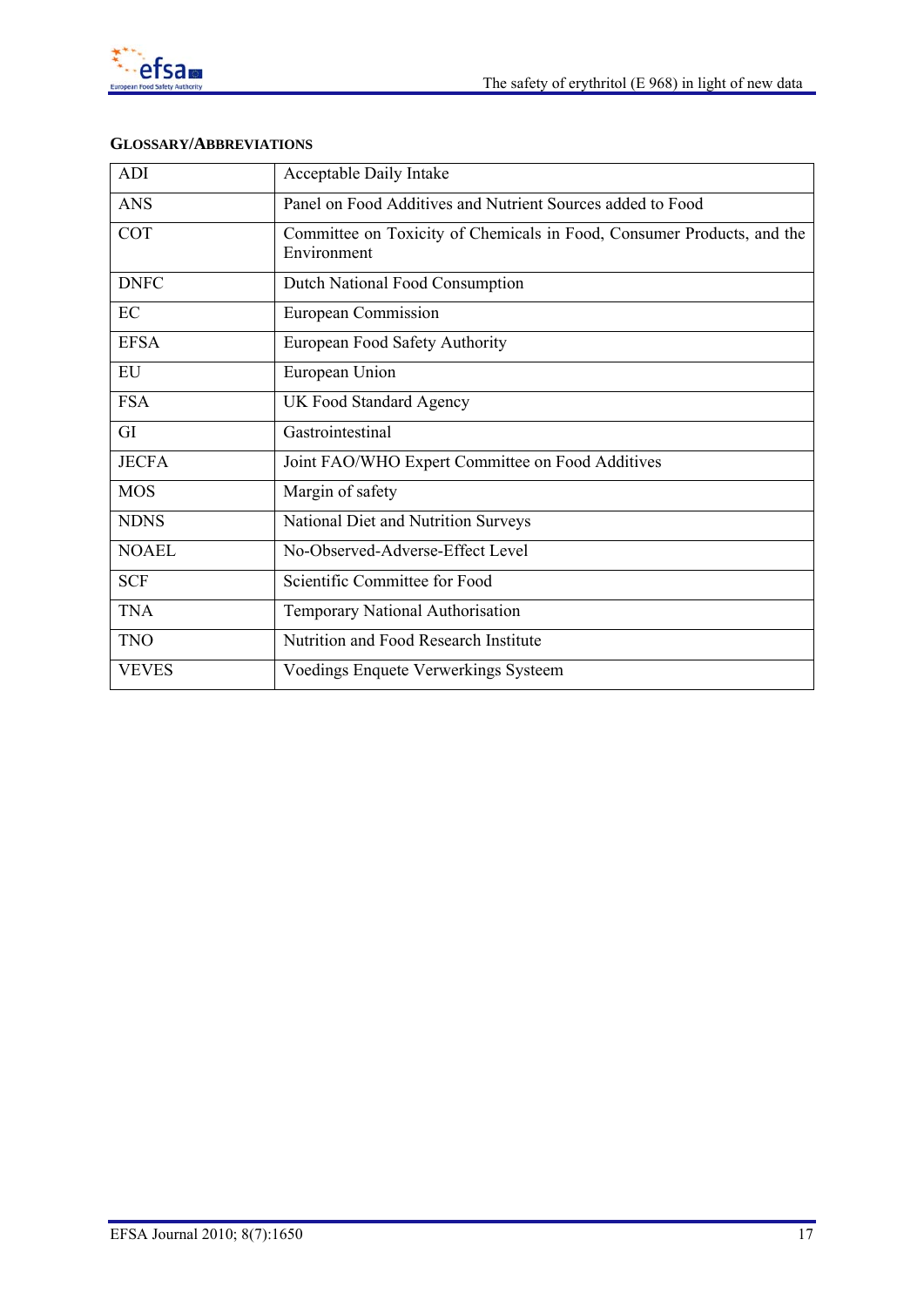## GLOSSARY/ABBREVIATIONS

| | |
|---|---|
| ADI | Acceptable Daily Intake |
| ANS | Panel on Food Additives and Nutrient Sources added to Food |
| COT | Committee on Toxicity of Chemicals in Food, Consumer Products, and the Environment |
| DNFC | Dutch National Food Consumption |
| EC | European Commission |
| EFSA | European Food Safety Authority |
| EU | European Union |
| FSA | UK Food Standard Agency |
| GI | Gastrointestinal |
| JECFA | Joint FAO/WHO Expert Committee on Food Additives |
| MOS | Margin of safety |
| NDNS | National Diet and Nutrition Surveys |
| NOAEL | No-Observed-Adverse-Effect Level |
| SCF | Scientific Committee for Food |
| TNA | Temporary National Authorisation |
| TNO | Nutrition and Food Research Institute |
| VEVES | Voedings Enquete Verwerkings Systeem |